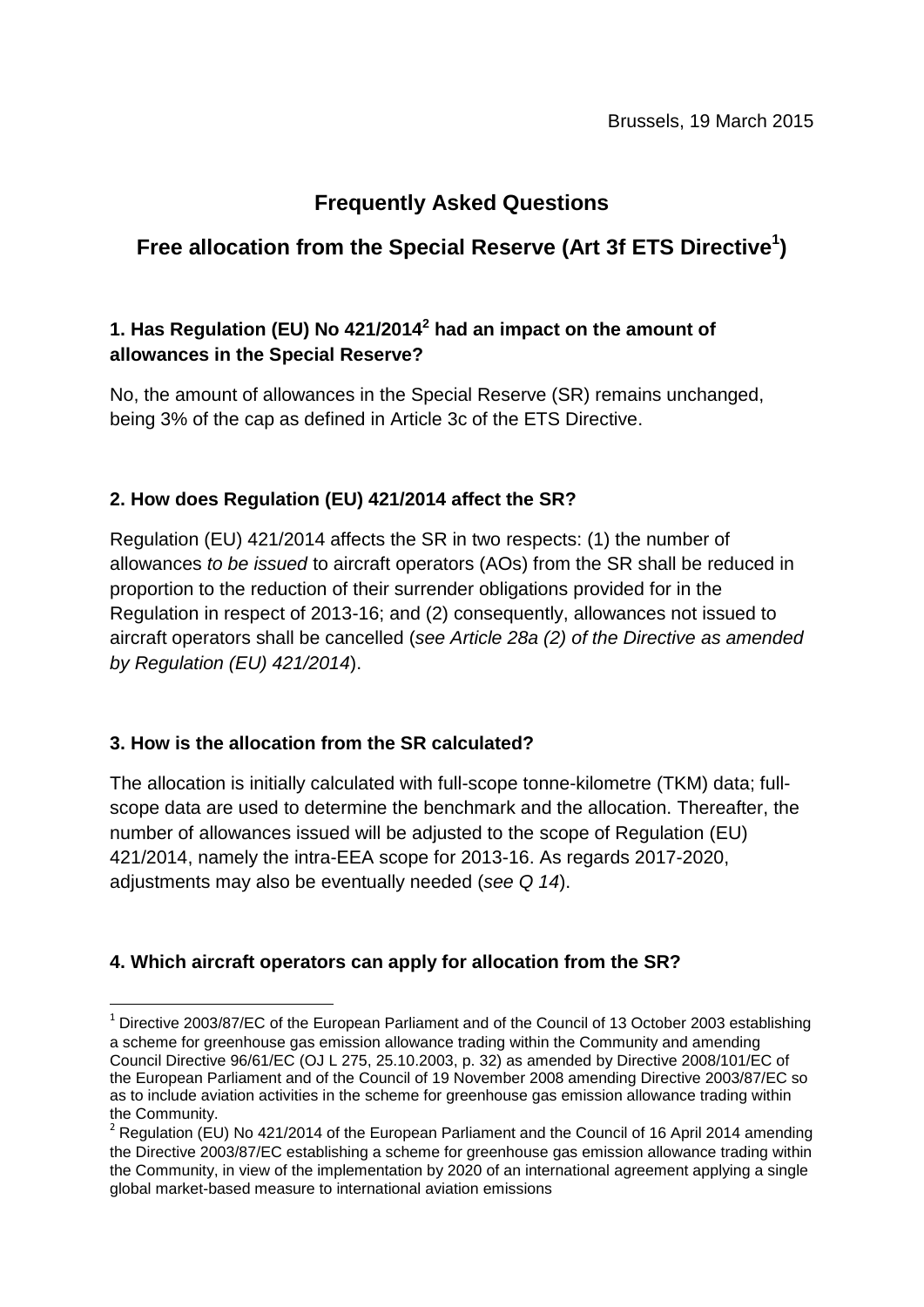Brussels, 19 March 2015

# Frequently Asked Questions

## Free allocation from the Special Reserve (Art 3f ETS Directive[1])

### 1. Has Regulation (EU) No 421/2014[2] had an impact on the amount of allowances in the Special Reserve?

No, the amount of allowances in the Special Reserve (SR) remains unchanged, being 3% of the cap as defined in Article 3c of the ETS Directive.

### 2. How does Regulation (EU) 421/2014 affect the SR?

Regulation (EU) 421/2014 affects the SR in two respects: (1) the number of allowances *to be issued* to aircraft operators (AOs) from the SR shall be reduced in proportion to the reduction of their surrender obligations provided for in the Regulation in respect of 2013-16; and (2) consequently, allowances not issued to aircraft operators shall be cancelled (*see Article 28a (2) of the Directive as amended by Regulation (EU) 421/2014*).

### 3. How is the allocation from the SR calculated?

The allocation is initially calculated with full-scope tonne-kilometre (TKM) data; full-scope data are used to determine the benchmark and the allocation. Thereafter, the number of allowances issued will be adjusted to the scope of Regulation (EU) 421/2014, namely the intra-EEA scope for 2013-16. As regards 2017-2020, adjustments may also be eventually needed (*see Q 14*).

### 4. Which aircraft operators can apply for allocation from the SR?

[1] Directive 2003/87/EC of the European Parliament and of the Council of 13 October 2003 establishing a scheme for greenhouse gas emission allowance trading within the Community and amending Council Directive 96/61/EC (OJ L 275, 25.10.2003, p. 32) as amended by Directive 2008/101/EC of the European Parliament and of the Council of 19 November 2008 amending Directive 2003/87/EC so as to include aviation activities in the scheme for greenhouse gas emission allowance trading within the Community.

[2] Regulation (EU) No 421/2014 of the European Parliament and the Council of 16 April 2014 amending the Directive 2003/87/EC establishing a scheme for greenhouse gas emission allowance trading within the Community, in view of the implementation by 2020 of an international agreement applying a single global market-based measure to international aviation emissions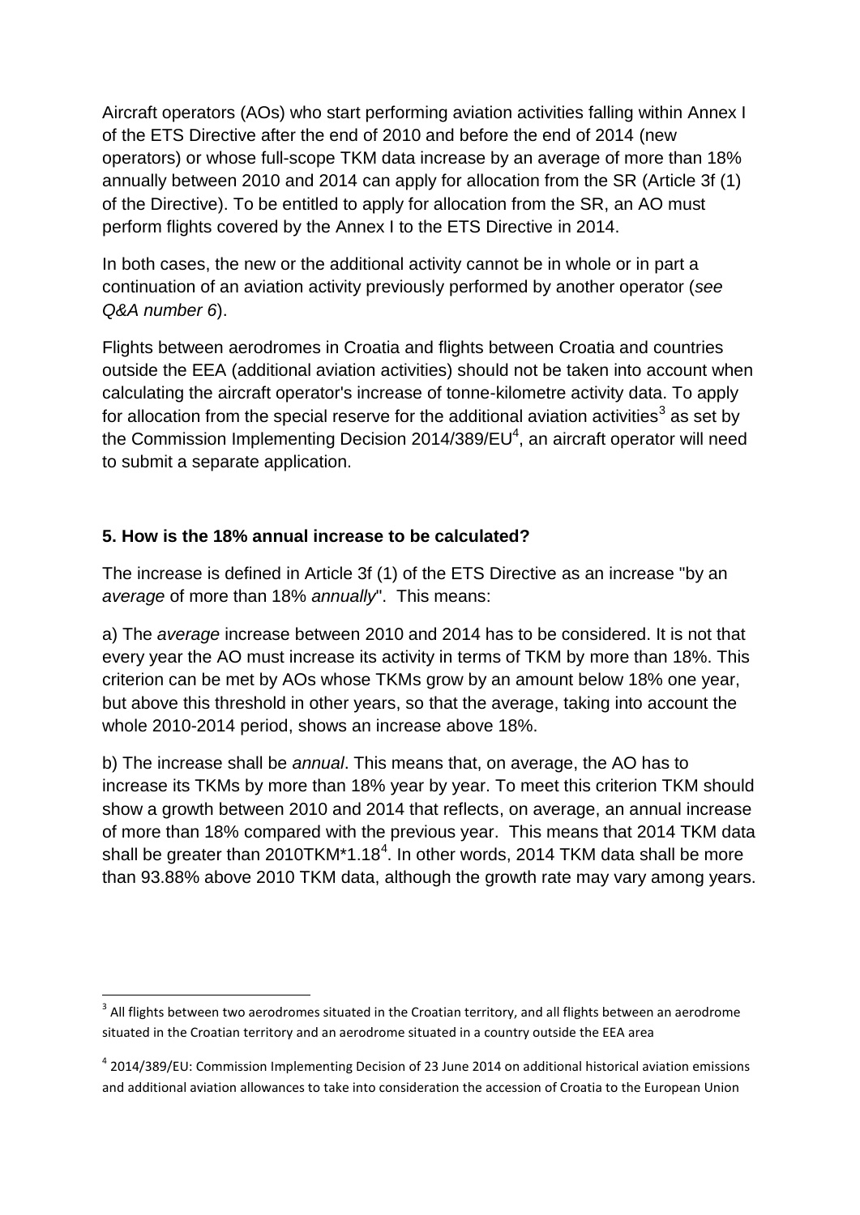Aircraft operators (AOs) who start performing aviation activities falling within Annex I of the ETS Directive after the end of 2010 and before the end of 2014 (new operators) or whose full-scope TKM data increase by an average of more than 18% annually between 2010 and 2014 can apply for allocation from the SR (Article 3f (1) of the Directive). To be entitled to apply for allocation from the SR, an AO must perform flights covered by the Annex I to the ETS Directive in 2014.

In both cases, the new or the additional activity cannot be in whole or in part a continuation of an aviation activity previously performed by another operator (*see Q&A number 6*).

Flights between aerodromes in Croatia and flights between Croatia and countries outside the EEA (additional aviation activities) should not be taken into account when calculating the aircraft operator's increase of tonne-kilometre activity data. To apply for allocation from the special reserve for the additional aviation activities[3] as set by the Commission Implementing Decision 2014/389/EU[4], an aircraft operator will need to submit a separate application.

### 5. How is the 18% annual increase to be calculated?

The increase is defined in Article 3f (1) of the ETS Directive as an increase "by an *average* of more than 18% *annually*". This means:

a) The *average* increase between 2010 and 2014 has to be considered. It is not that every year the AO must increase its activity in terms of TKM by more than 18%. This criterion can be met by AOs whose TKMs grow by an amount below 18% one year, but above this threshold in other years, so that the average, taking into account the whole 2010-2014 period, shows an increase above 18%.

b) The increase shall be *annual*. This means that, on average, the AO has to increase its TKMs by more than 18% year by year. To meet this criterion TKM should show a growth between 2010 and 2014 that reflects, on average, an annual increase of more than 18% compared with the previous year. This means that 2014 TKM data shall be greater than $2010TKM*1.18^4$. In other words, 2014 TKM data shall be more than 93.88% above 2010 TKM data, although the growth rate may vary among years.

---

[3] All flights between two aerodromes situated in the Croatian territory, and all flights between an aerodrome situated in the Croatian territory and an aerodrome situated in a country outside the EEA area

[4] 2014/389/EU: Commission Implementing Decision of 23 June 2014 on additional historical aviation emissions and additional aviation allowances to take into consideration the accession of Croatia to the European Union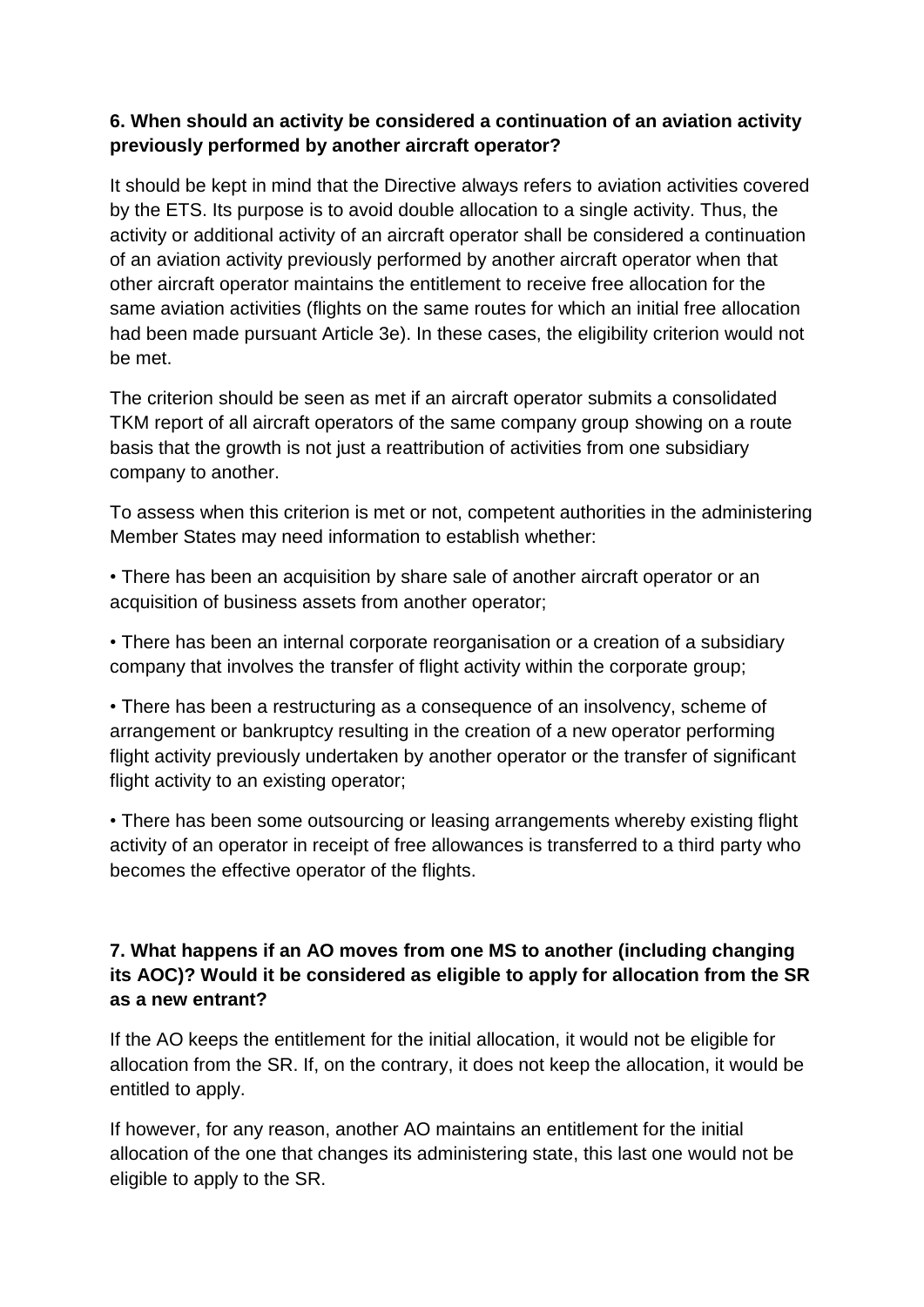**6. When should an activity be considered a continuation of an aviation activity previously performed by another aircraft operator?**

It should be kept in mind that the Directive always refers to aviation activities covered by the ETS. Its purpose is to avoid double allocation to a single activity. Thus, the activity or additional activity of an aircraft operator shall be considered a continuation of an aviation activity previously performed by another aircraft operator when that other aircraft operator maintains the entitlement to receive free allocation for the same aviation activities (flights on the same routes for which an initial free allocation had been made pursuant Article 3e). In these cases, the eligibility criterion would not be met.

The criterion should be seen as met if an aircraft operator submits a consolidated TKM report of all aircraft operators of the same company group showing on a route basis that the growth is not just a reattribution of activities from one subsidiary company to another.

To assess when this criterion is met or not, competent authorities in the administering Member States may need information to establish whether:

• There has been an acquisition by share sale of another aircraft operator or an acquisition of business assets from another operator;

• There has been an internal corporate reorganisation or a creation of a subsidiary company that involves the transfer of flight activity within the corporate group;

• There has been a restructuring as a consequence of an insolvency, scheme of arrangement or bankruptcy resulting in the creation of a new operator performing flight activity previously undertaken by another operator or the transfer of significant flight activity to an existing operator;

• There has been some outsourcing or leasing arrangements whereby existing flight activity of an operator in receipt of free allowances is transferred to a third party who becomes the effective operator of the flights.

**7. What happens if an AO moves from one MS to another (including changing its AOC)? Would it be considered as eligible to apply for allocation from the SR as a new entrant?**

If the AO keeps the entitlement for the initial allocation, it would not be eligible for allocation from the SR. If, on the contrary, it does not keep the allocation, it would be entitled to apply.

If however, for any reason, another AO maintains an entitlement for the initial allocation of the one that changes its administering state, this last one would not be eligible to apply to the SR.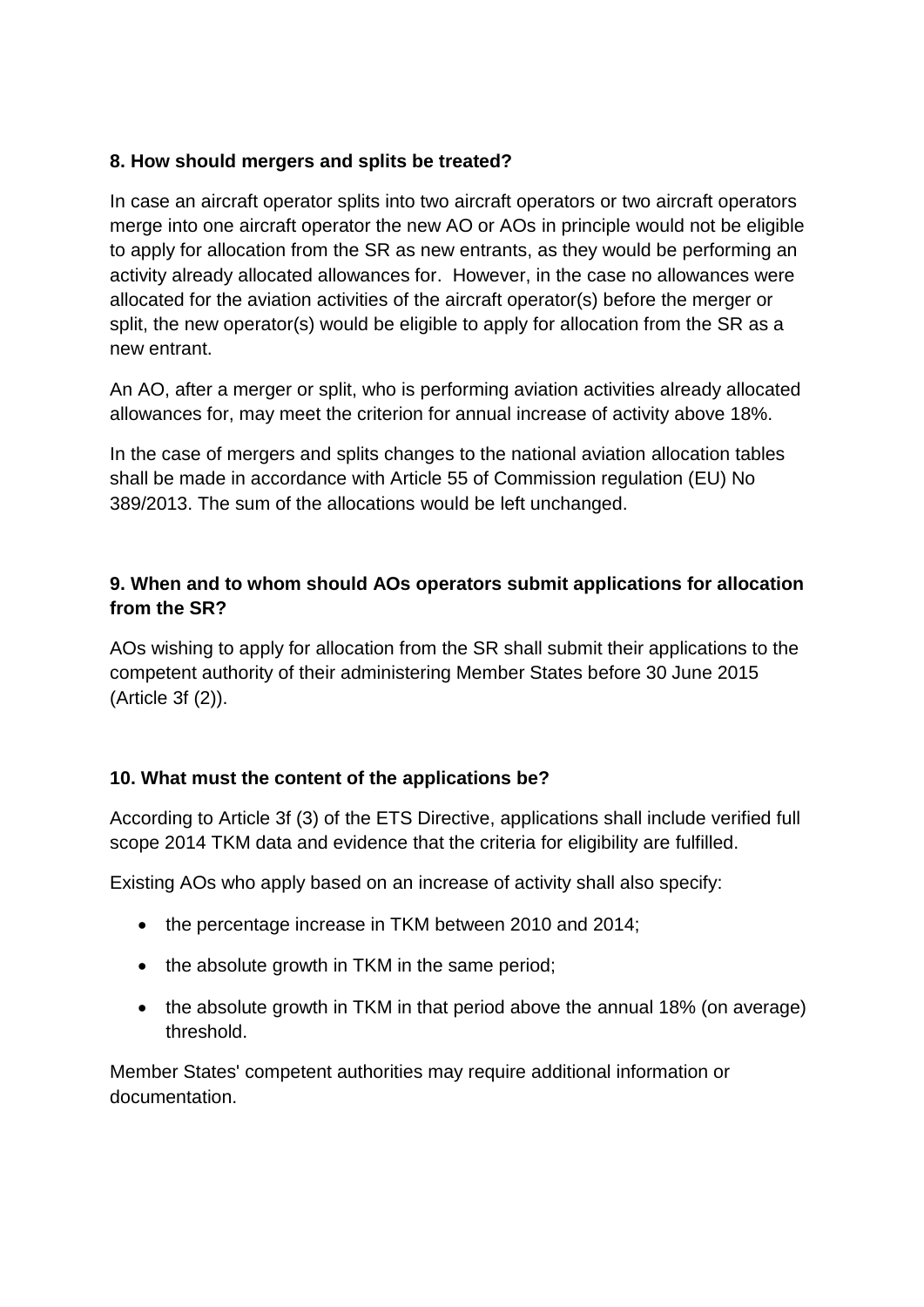**8. How should mergers and splits be treated?**

In case an aircraft operator splits into two aircraft operators or two aircraft operators merge into one aircraft operator the new AO or AOs in principle would not be eligible to apply for allocation from the SR as new entrants, as they would be performing an activity already allocated allowances for. However, in the case no allowances were allocated for the aviation activities of the aircraft operator(s) before the merger or split, the new operator(s) would be eligible to apply for allocation from the SR as a new entrant.

An AO, after a merger or split, who is performing aviation activities already allocated allowances for, may meet the criterion for annual increase of activity above 18%.

In the case of mergers and splits changes to the national aviation allocation tables shall be made in accordance with Article 55 of Commission regulation (EU) No 389/2013. The sum of the allocations would be left unchanged.

**9. When and to whom should AOs operators submit applications for allocation from the SR?**

AOs wishing to apply for allocation from the SR shall submit their applications to the competent authority of their administering Member States before 30 June 2015 (Article 3f (2)).

**10. What must the content of the applications be?**

According to Article 3f (3) of the ETS Directive, applications shall include verified full scope 2014 TKM data and evidence that the criteria for eligibility are fulfilled.

Existing AOs who apply based on an increase of activity shall also specify:

- the percentage increase in TKM between 2010 and 2014;
- the absolute growth in TKM in the same period;
- the absolute growth in TKM in that period above the annual 18% (on average) threshold.

Member States' competent authorities may require additional information or documentation.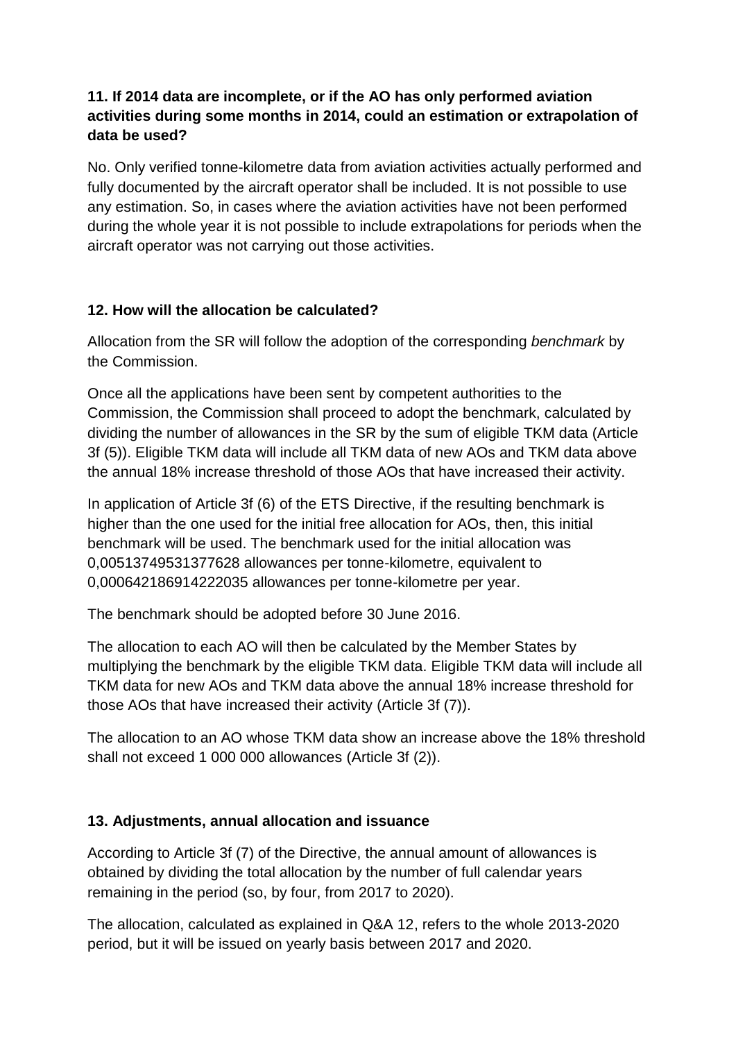**11. If 2014 data are incomplete, or if the AO has only performed aviation activities during some months in 2014, could an estimation or extrapolation of data be used?**

No. Only verified tonne-kilometre data from aviation activities actually performed and fully documented by the aircraft operator shall be included. It is not possible to use any estimation. So, in cases where the aviation activities have not been performed during the whole year it is not possible to include extrapolations for periods when the aircraft operator was not carrying out those activities.

**12. How will the allocation be calculated?**

Allocation from the SR will follow the adoption of the corresponding *benchmark* by the Commission.

Once all the applications have been sent by competent authorities to the Commission, the Commission shall proceed to adopt the benchmark, calculated by dividing the number of allowances in the SR by the sum of eligible TKM data (Article 3f (5)). Eligible TKM data will include all TKM data of new AOs and TKM data above the annual 18% increase threshold of those AOs that have increased their activity.

In application of Article 3f (6) of the ETS Directive, if the resulting benchmark is higher than the one used for the initial free allocation for AOs, then, this initial benchmark will be used. The benchmark used for the initial allocation was 0,00513749531377628 allowances per tonne-kilometre, equivalent to 0,000642186914222035 allowances per tonne-kilometre per year.

The benchmark should be adopted before 30 June 2016.

The allocation to each AO will then be calculated by the Member States by multiplying the benchmark by the eligible TKM data. Eligible TKM data will include all TKM data for new AOs and TKM data above the annual 18% increase threshold for those AOs that have increased their activity (Article 3f (7)).

The allocation to an AO whose TKM data show an increase above the 18% threshold shall not exceed 1 000 000 allowances (Article 3f (2)).

**13. Adjustments, annual allocation and issuance**

According to Article 3f (7) of the Directive, the annual amount of allowances is obtained by dividing the total allocation by the number of full calendar years remaining in the period (so, by four, from 2017 to 2020).

The allocation, calculated as explained in Q&A 12, refers to the whole 2013-2020 period, but it will be issued on yearly basis between 2017 and 2020.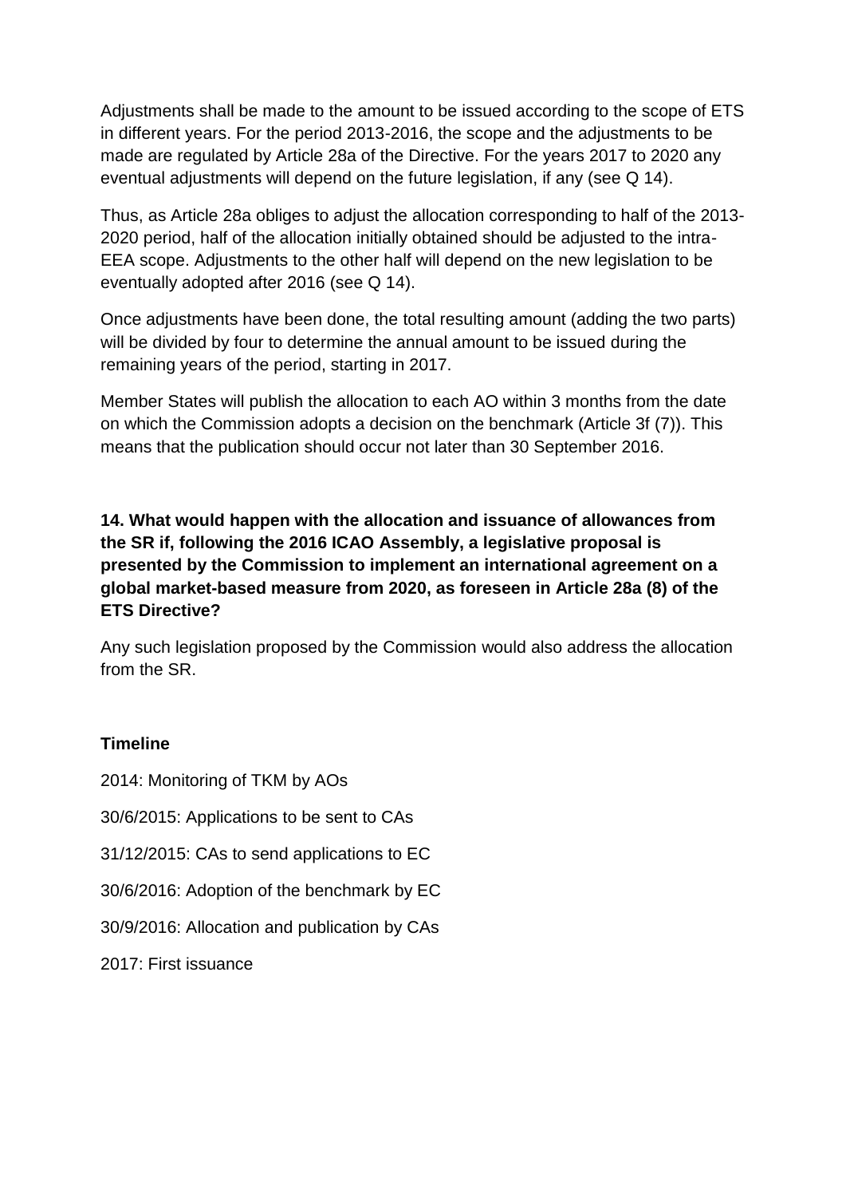Adjustments shall be made to the amount to be issued according to the scope of ETS in different years. For the period 2013-2016, the scope and the adjustments to be made are regulated by Article 28a of the Directive. For the years 2017 to 2020 any eventual adjustments will depend on the future legislation, if any (see Q 14).

Thus, as Article 28a obliges to adjust the allocation corresponding to half of the 2013-2020 period, half of the allocation initially obtained should be adjusted to the intra-EEA scope. Adjustments to the other half will depend on the new legislation to be eventually adopted after 2016 (see Q 14).

Once adjustments have been done, the total resulting amount (adding the two parts) will be divided by four to determine the annual amount to be issued during the remaining years of the period, starting in 2017.

Member States will publish the allocation to each AO within 3 months from the date on which the Commission adopts a decision on the benchmark (Article 3f (7)). This means that the publication should occur not later than 30 September 2016.

**14. What would happen with the allocation and issuance of allowances from the SR if, following the 2016 ICAO Assembly, a legislative proposal is presented by the Commission to implement an international agreement on a global market-based measure from 2020, as foreseen in Article 28a (8) of the ETS Directive?**

Any such legislation proposed by the Commission would also address the allocation from the SR.

**Timeline**

2014: Monitoring of TKM by AOs

30/6/2015: Applications to be sent to CAs

31/12/2015: CAs to send applications to EC

30/6/2016: Adoption of the benchmark by EC

30/9/2016: Allocation and publication by CAs

2017: First issuance